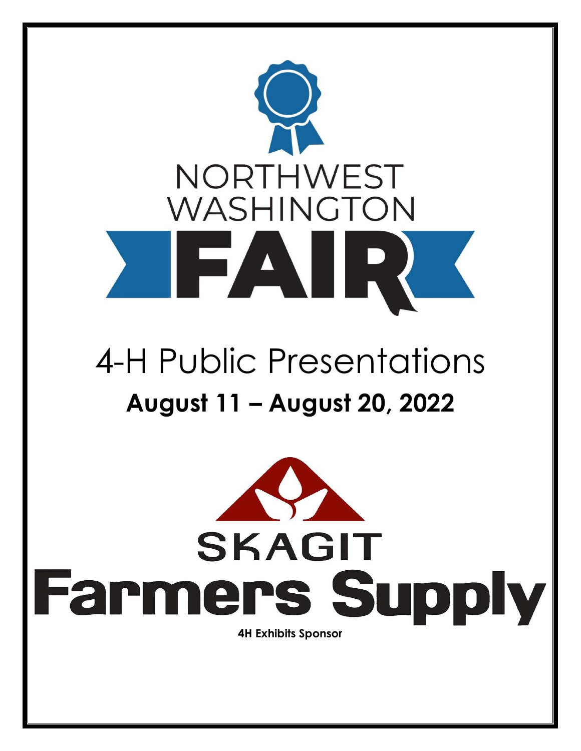# NORTHWEST WASHINGTON FAIR

## 4-H Public Presentations

**August 11 – August 20, 2022**

SKAGIT Farmers Supply

**4H Exhibits Sponsor**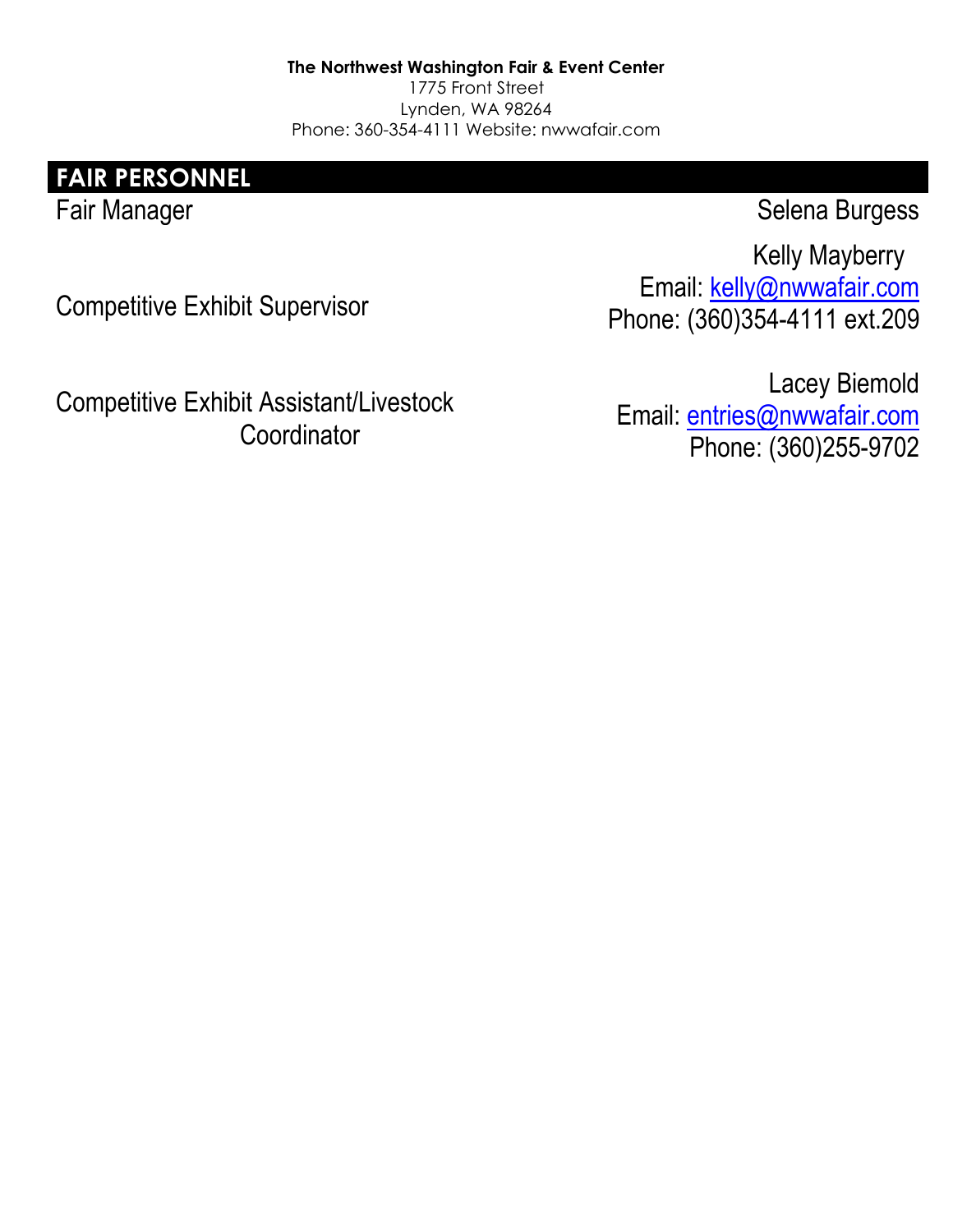**The Northwest Washington Fair & Event Center**
1775 Front Street
Lynden, WA 98264
Phone: 360-354-4111 Website: nwwafair.com

## FAIR PERSONNEL

| Position | Contact |
| --- | --- |
| Fair Manager | Selena Burgess |
| Competitive Exhibit Supervisor | Kelly Mayberry<br>Email: kelly@nwwafair.com<br>Phone: (360)354-4111 ext.209 |
| Competitive Exhibit Assistant/Livestock Coordinator | Lacey Biemold<br>Email: entries@nwwafair.com<br>Phone: (360)255-9702 |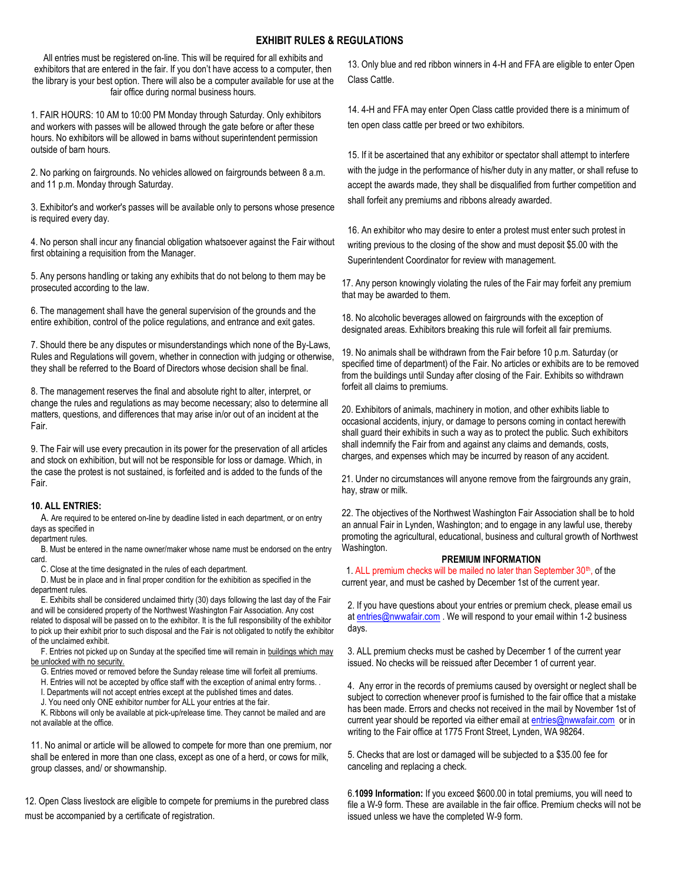## EXHIBIT RULES & REGULATIONS

All entries must be registered on-line. This will be required for all exhibits and exhibitors that are entered in the fair. If you don't have access to a computer, then the library is your best option. There will also be a computer available for use at the fair office during normal business hours.

1. FAIR HOURS: 10 AM to 10:00 PM Monday through Saturday. Only exhibitors and workers with passes will be allowed through the gate before or after these hours. No exhibitors will be allowed in barns without superintendent permission outside of barn hours.

2. No parking on fairgrounds. No vehicles allowed on fairgrounds between 8 a.m. and 11 p.m. Monday through Saturday.

3. Exhibitor's and worker's passes will be available only to persons whose presence is required every day.

4. No person shall incur any financial obligation whatsoever against the Fair without first obtaining a requisition from the Manager.

5. Any persons handling or taking any exhibits that do not belong to them may be prosecuted according to the law.

6. The management shall have the general supervision of the grounds and the entire exhibition, control of the police regulations, and entrance and exit gates.

7. Should there be any disputes or misunderstandings which none of the By-Laws, Rules and Regulations will govern, whether in connection with judging or otherwise, they shall be referred to the Board of Directors whose decision shall be final.

8. The management reserves the final and absolute right to alter, interpret, or change the rules and regulations as may become necessary; also to determine all matters, questions, and differences that may arise in/or out of an incident at the Fair.

9. The Fair will use every precaution in its power for the preservation of all articles and stock on exhibition, but will not be responsible for loss or damage. Which, in the case the protest is not sustained, is forfeited and is added to the funds of the Fair.

**10. ALL ENTRIES:**

A. Are required to be entered on-line by deadline listed in each department, or on entry days as specified in department rules.

B. Must be entered in the name owner/maker whose name must be endorsed on the entry card.

C. Close at the time designated in the rules of each department.

D. Must be in place and in final proper condition for the exhibition as specified in the department rules.

E. Exhibits shall be considered unclaimed thirty (30) days following the last day of the Fair and will be considered property of the Northwest Washington Fair Association. Any cost related to disposal will be passed on to the exhibitor. It is the full responsibility of the exhibitor to pick up their exhibit prior to such disposal and the Fair is not obligated to notify the exhibitor of the unclaimed exhibit.

F. Entries not picked up on Sunday at the specified time will remain in buildings which may be unlocked with no security.

G. Entries moved or removed before the Sunday release time will forfeit all premiums.

H. Entries will not be accepted by office staff with the exception of animal entry forms. .

I. Departments will not accept entries except at the published times and dates.

J. You need only ONE exhibitor number for ALL your entries at the fair.

K. Ribbons will only be available at pick-up/release time. They cannot be mailed and are not available at the office.

11. No animal or article will be allowed to compete for more than one premium, nor shall be entered in more than one class, except as one of a herd, or cows for milk, group classes, and/ or showmanship.

12. Open Class livestock are eligible to compete for premiums in the purebred class must be accompanied by a certificate of registration.

13. Only blue and red ribbon winners in 4-H and FFA are eligible to enter Open Class Cattle.

14. 4-H and FFA may enter Open Class cattle provided there is a minimum of ten open class cattle per breed or two exhibitors.

15. If it be ascertained that any exhibitor or spectator shall attempt to interfere with the judge in the performance of his/her duty in any matter, or shall refuse to accept the awards made, they shall be disqualified from further competition and shall forfeit any premiums and ribbons already awarded.

16. An exhibitor who may desire to enter a protest must enter such protest in writing previous to the closing of the show and must deposit $5.00 with the Superintendent Coordinator for review with management.

17. Any person knowingly violating the rules of the Fair may forfeit any premium that may be awarded to them.

18. No alcoholic beverages allowed on fairgrounds with the exception of designated areas. Exhibitors breaking this rule will forfeit all fair premiums.

19. No animals shall be withdrawn from the Fair before 10 p.m. Saturday (or specified time of department) of the Fair. No articles or exhibits are to be removed from the buildings until Sunday after closing of the Fair. Exhibits so withdrawn forfeit all claims to premiums.

20. Exhibitors of animals, machinery in motion, and other exhibits liable to occasional accidents, injury, or damage to persons coming in contact herewith shall guard their exhibits in such a way as to protect the public. Such exhibitors shall indemnify the Fair from and against any claims and demands, costs, charges, and expenses which may be incurred by reason of any accident.

21. Under no circumstances will anyone remove from the fairgrounds any grain, hay, straw or milk.

22. The objectives of the Northwest Washington Fair Association shall be to hold an annual Fair in Lynden, Washington; and to engage in any lawful use, thereby promoting the agricultural, educational, business and cultural growth of Northwest Washington.

### PREMIUM INFORMATION

1. ALL premium checks will be mailed no later than September 30th, of the current year, and must be cashed by December 1st of the current year.

2. If you have questions about your entries or premium check, please email us at entries@nwwafair.com . We will respond to your email within 1-2 business days.

3. ALL premium checks must be cashed by December 1 of the current year issued. No checks will be reissued after December 1 of current year.

4. Any error in the records of premiums caused by oversight or neglect shall be subject to correction whenever proof is furnished to the fair office that a mistake has been made. Errors and checks not received in the mail by November 1st of current year should be reported via either email at entries@nwwafair.com or in writing to the Fair office at 1775 Front Street, Lynden, WA 98264.

5. Checks that are lost or damaged will be subjected to a $35.00 fee for canceling and replacing a check.

6. **1099 Information:** If you exceed $600.00 in total premiums, you will need to file a W-9 form. These are available in the fair office. Premium checks will not be issued unless we have the completed W-9 form.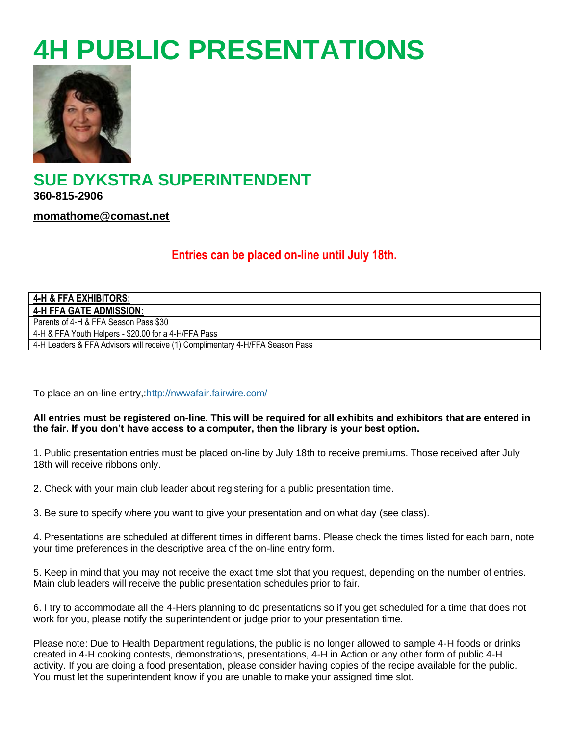# 4H PUBLIC PRESENTATIONS

## SUE DYKSTRA SUPERINTENDENT

**360-815-2906**

**momathome@comast.net**

**Entries can be placed on-line until July 18th.**

| **4-H & FFA EXHIBITORS:** |
|---|
| **4-H FFA GATE ADMISSION:** |
| Parents of 4-H & FFA Season Pass $30 |
| 4-H & FFA Youth Helpers - $20.00 for a 4-H/FFA Pass |
| 4-H Leaders & FFA Advisors will receive (1) Complimentary 4-H/FFA Season Pass |

To place an on-line entry,:http://nwwafair.fairwire.com/

**All entries must be registered on-line. This will be required for all exhibits and exhibitors that are entered in the fair. If you don't have access to a computer, then the library is your best option.**

1. Public presentation entries must be placed on-line by July 18th to receive premiums. Those received after July 18th will receive ribbons only.

2. Check with your main club leader about registering for a public presentation time.

3. Be sure to specify where you want to give your presentation and on what day (see class).

4. Presentations are scheduled at different times in different barns. Please check the times listed for each barn, note your time preferences in the descriptive area of the on-line entry form.

5. Keep in mind that you may not receive the exact time slot that you request, depending on the number of entries. Main club leaders will receive the public presentation schedules prior to fair.

6. I try to accommodate all the 4-Hers planning to do presentations so if you get scheduled for a time that does not work for you, please notify the superintendent or judge prior to your presentation time.

Please note: Due to Health Department regulations, the public is no longer allowed to sample 4-H foods or drinks created in 4-H cooking contests, demonstrations, presentations, 4-H in Action or any other form of public 4-H activity. If you are doing a food presentation, please consider having copies of the recipe available for the public. You must let the superintendent know if you are unable to make your assigned time slot.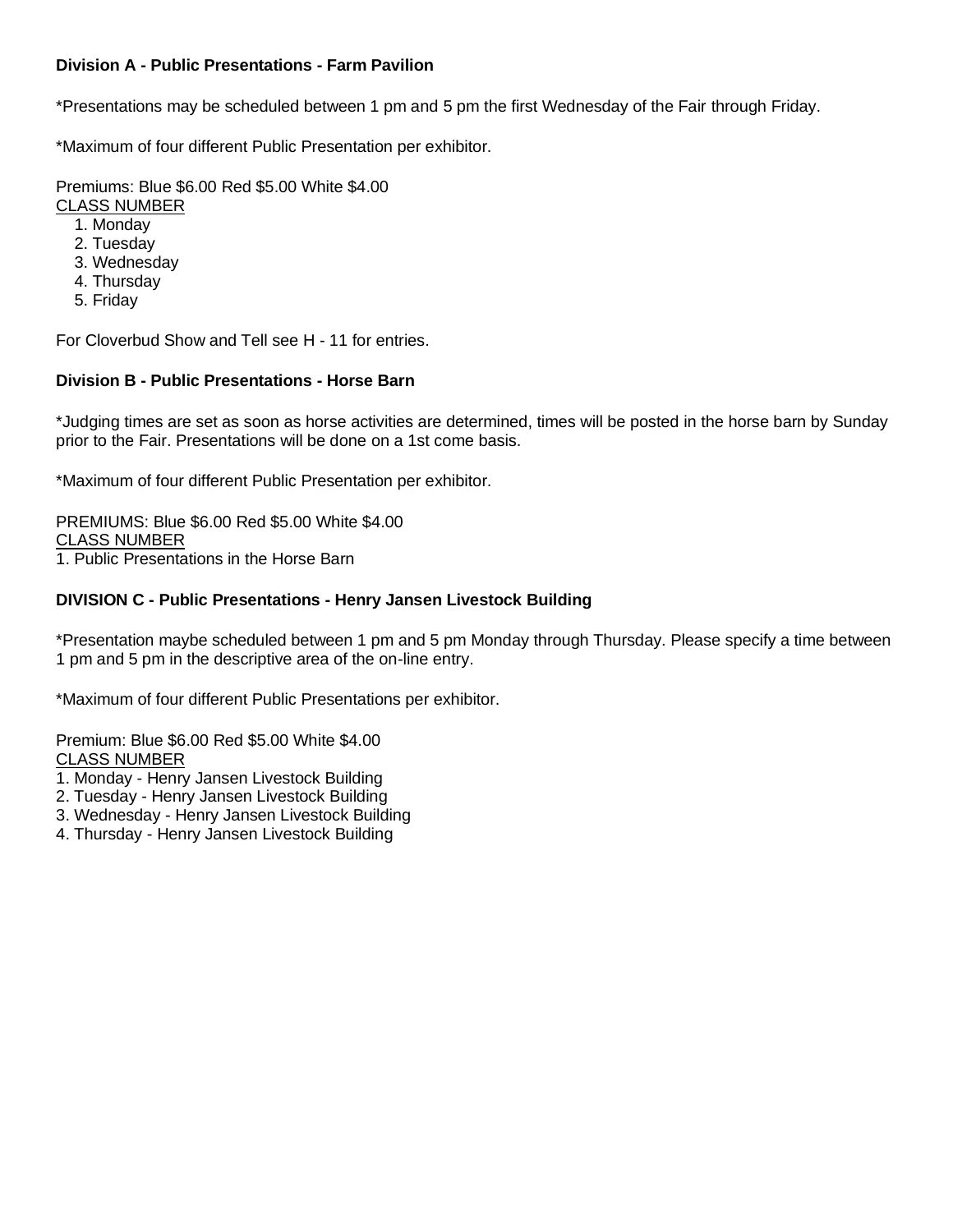**Division A - Public Presentations - Farm Pavilion**

*Presentations may be scheduled between 1 pm and 5 pm the first Wednesday of the Fair through Friday.

*Maximum of four different Public Presentation per exhibitor.

Premiums: Blue $6.00 Red $5.00 White $4.00

<u>CLASS NUMBER</u>

1. Monday
2. Tuesday
3. Wednesday
4. Thursday
5. Friday

For Cloverbud Show and Tell see H - 11 for entries.

**Division B - Public Presentations - Horse Barn**

*Judging times are set as soon as horse activities are determined, times will be posted in the horse barn by Sunday prior to the Fair. Presentations will be done on a 1st come basis.

*Maximum of four different Public Presentation per exhibitor.

PREMIUMS: Blue $6.00 Red $5.00 White $4.00

<u>CLASS NUMBER</u>

1. Public Presentations in the Horse Barn

**DIVISION C - Public Presentations - Henry Jansen Livestock Building**

*Presentation maybe scheduled between 1 pm and 5 pm Monday through Thursday. Please specify a time between 1 pm and 5 pm in the descriptive area of the on-line entry.

*Maximum of four different Public Presentations per exhibitor.

Premium: Blue $6.00 Red $5.00 White $4.00

<u>CLASS NUMBER</u>

1. Monday - Henry Jansen Livestock Building
2. Tuesday - Henry Jansen Livestock Building
3. Wednesday - Henry Jansen Livestock Building
4. Thursday - Henry Jansen Livestock Building